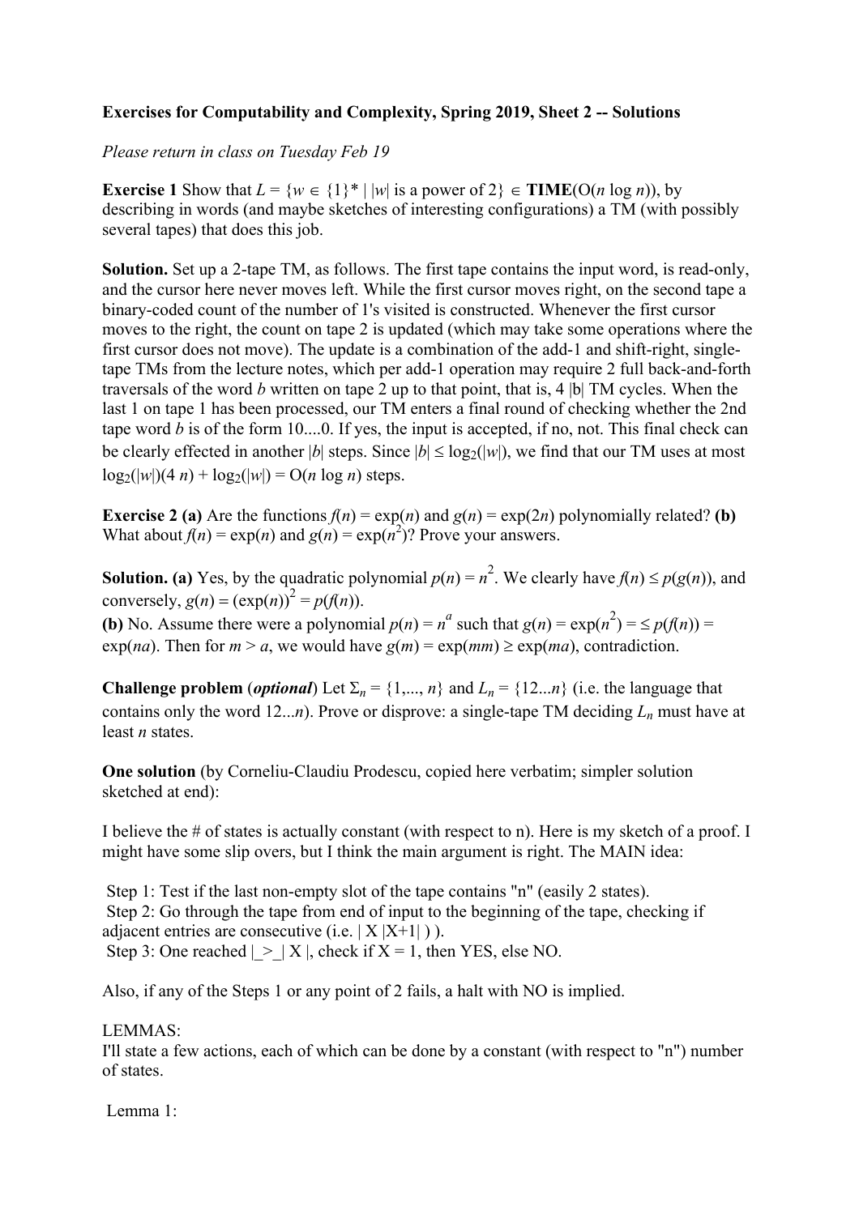**Exercises for Computability and Complexity, Spring 2019, Sheet 2 -- Solutions**

*Please return in class on Tuesday Feb 19*

**Exercise 1** Show that $L = \{w \in \{1\}^* \mid |w| \text{ is a power of } 2\} \in \mathbf{TIME}(O(n \log n))$, by describing in words (and maybe sketches of interesting configurations) a TM (with possibly several tapes) that does this job.

**Solution.** Set up a 2-tape TM, as follows. The first tape contains the input word, is read-only, and the cursor here never moves left. While the first cursor moves right, on the second tape a binary-coded count of the number of 1's visited is constructed. Whenever the first cursor moves to the right, the count on tape 2 is updated (which may take some operations where the first cursor does not move). The update is a combination of the add-1 and shift-right, single-tape TMs from the lecture notes, which per add-1 operation may require 2 full back-and-forth traversals of the word $b$ written on tape 2 up to that point, that is, 4 |b| TM cycles. When the last 1 on tape 1 has been processed, our TM enters a final round of checking whether the 2nd tape word $b$ is of the form 10....0. If yes, the input is accepted, if no, not. This final check can be clearly effected in another $|b|$ steps. Since $|b| \leq \log_2(|w|)$, we find that our TM uses at most $\log_2(|w|)(4\, n) + \log_2(|w|) = O(n \log n)$ steps.

**Exercise 2 (a)** Are the functions $f(n) = \exp(n)$ and $g(n) = \exp(2n)$ polynomially related? **(b)** What about $f(n) = \exp(n)$ and $g(n) = \exp(n^2)$? Prove your answers.

**Solution. (a)** Yes, by the quadratic polynomial $p(n) = n^2$. We clearly have $f(n) \leq p(g(n))$, and conversely, $g(n) = (\exp(n))^2 = p(f(n))$.
**(b)** No. Assume there were a polynomial $p(n) = n^a$ such that $g(n) = \exp(n^2) = \leq p(f(n)) = \exp(na)$. Then for $m > a$, we would have $g(m) = \exp(mm) \geq \exp(ma)$, contradiction.

**Challenge problem** (***optional***) Let $\Sigma_n = \{1,..., n\}$ and $L_n = \{12...n\}$ (i.e. the language that contains only the word 12...$n$). Prove or disprove: a single-tape TM deciding $L_n$ must have at least $n$ states.

**One solution** (by Corneliu-Claudiu Prodescu, copied here verbatim; simpler solution sketched at end):

I believe the # of states is actually constant (with respect to n). Here is my sketch of a proof. I might have some slip overs, but I think the main argument is right. The MAIN idea:

Step 1: Test if the last non-empty slot of the tape contains "n" (easily 2 states).
Step 2: Go through the tape from end of input to the beginning of the tape, checking if adjacent entries are consecutive (i.e. | X |X+1| ) ).
Step 3: One reached |_>_| X |, check if X = 1, then YES, else NO.

Also, if any of the Steps 1 or any point of 2 fails, a halt with NO is implied.

LEMMAS:
I'll state a few actions, each of which can be done by a constant (with respect to "n") number of states.

Lemma 1: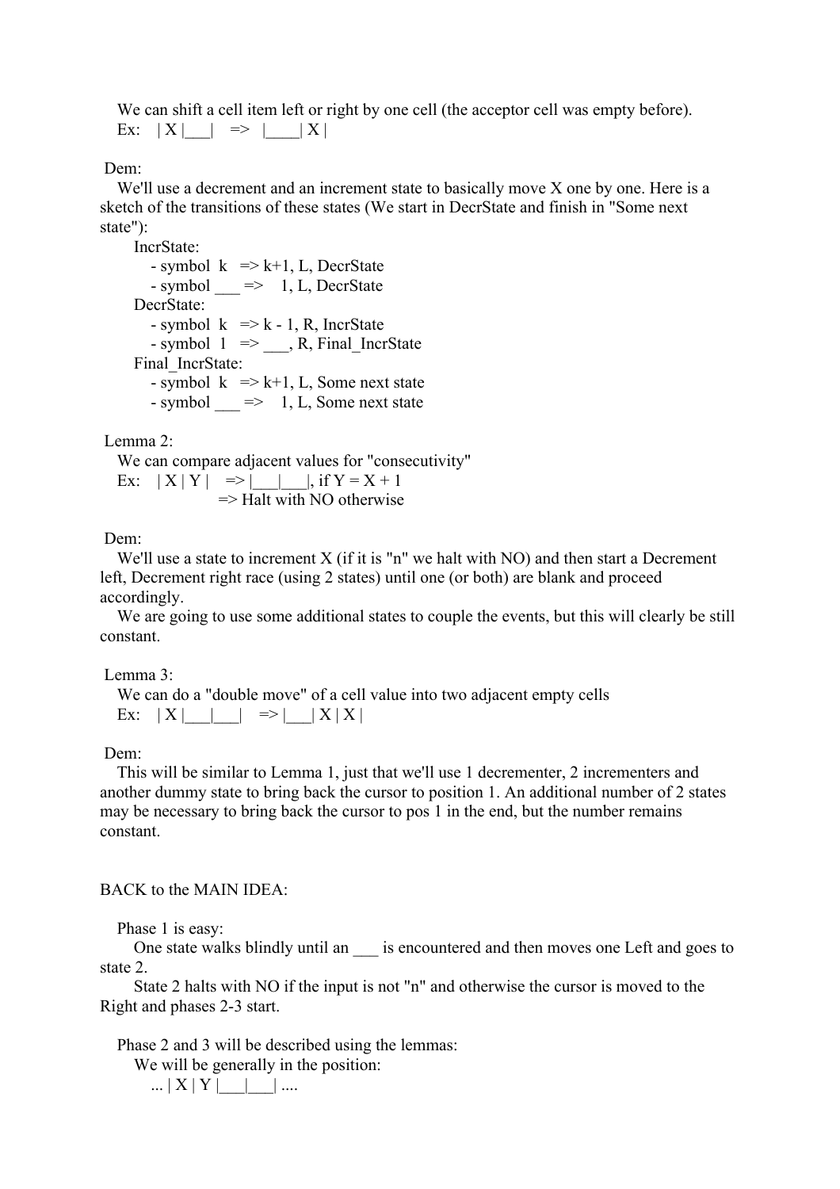We can shift a cell item left or right by one cell (the acceptor cell was empty before).

Ex: | X |___| => |____| X |

Dem:

We'll use a decrement and an increment state to basically move X one by one. Here is a sketch of the transitions of these states (We start in DecrState and finish in "Some next state"):

- IncrState:
  - symbol k => k+1, L, DecrState
  - symbol ___ => 1, L, DecrState
- DecrState:
  - symbol k => k - 1, R, IncrState
  - symbol 1 => ___, R, Final_IncrState
- Final_IncrState:
  - symbol k => k+1, L, Some next state
  - symbol ___ => 1, L, Some next state

Lemma 2:

We can compare adjacent values for "consecutivity"

Ex: | X | Y | => |___|___|, if Y = X + 1
=> Halt with NO otherwise

Dem:

We'll use a state to increment X (if it is "n" we halt with NO) and then start a Decrement left, Decrement right race (using 2 states) until one (or both) are blank and proceed accordingly.

We are going to use some additional states to couple the events, but this will clearly be still constant.

Lemma 3:

We can do a "double move" of a cell value into two adjacent empty cells

Ex: | X |___|___| => |___| X | X |

Dem:

This will be similar to Lemma 1, just that we'll use 1 decrementer, 2 incrementers and another dummy state to bring back the cursor to position 1. An additional number of 2 states may be necessary to bring back the cursor to pos 1 in the end, but the number remains constant.

BACK to the MAIN IDEA:

Phase 1 is easy:

One state walks blindly until an ___ is encountered and then moves one Left and goes to state 2.

State 2 halts with NO if the input is not "n" and otherwise the cursor is moved to the Right and phases 2-3 start.

Phase 2 and 3 will be described using the lemmas:

We will be generally in the position:

... | X | Y |___|___| ....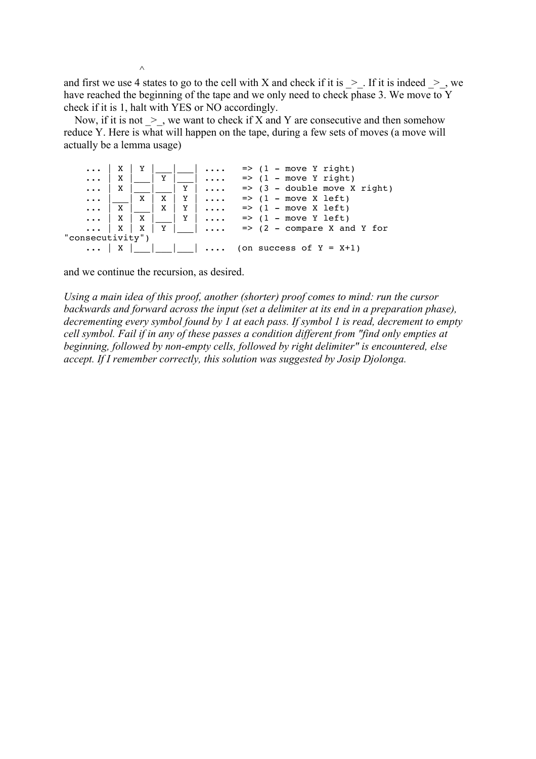^

and first we use 4 states to go to the cell with X and check if it is _>_. If it is indeed _>_, we have reached the beginning of the tape and we only need to check phase 3. We move to Y check if it is 1, halt with YES or NO accordingly.

Now, if it is not _>_, we want to check if X and Y are consecutive and then somehow reduce Y. Here is what will happen on the tape, during a few sets of moves (a move will actually be a lemma usage)

```
    ... | X | Y |___|___| ....   => (1 - move Y right)
    ... | X |___| Y |___| ....   => (1 - move Y right)
    ... | X |___|___| Y | ....   => (3 - double move X right)
    ... |___| X | X | Y | ....   => (1 - move X left)
    ... | X |___| X | Y | ....   => (1 - move X left)
    ... | X | X |___| Y | ....   => (1 - move Y left)
    ... | X | X | Y |___| ....   => (2 - compare X and Y for
"consecutivity")
    ... | X |___|___|___| ....  (on success of Y = X+1)
```

and we continue the recursion, as desired.

*Using a main idea of this proof, another (shorter) proof comes to mind: run the cursor backwards and forward across the input (set a delimiter at its end in a preparation phase), decrementing every symbol found by 1 at each pass. If symbol 1 is read, decrement to empty cell symbol. Fail if in any of these passes a condition different from "find only empties at beginning, followed by non-empty cells, followed by right delimiter" is encountered, else accept. If I remember correctly, this solution was suggested by Josip Djolonga.*